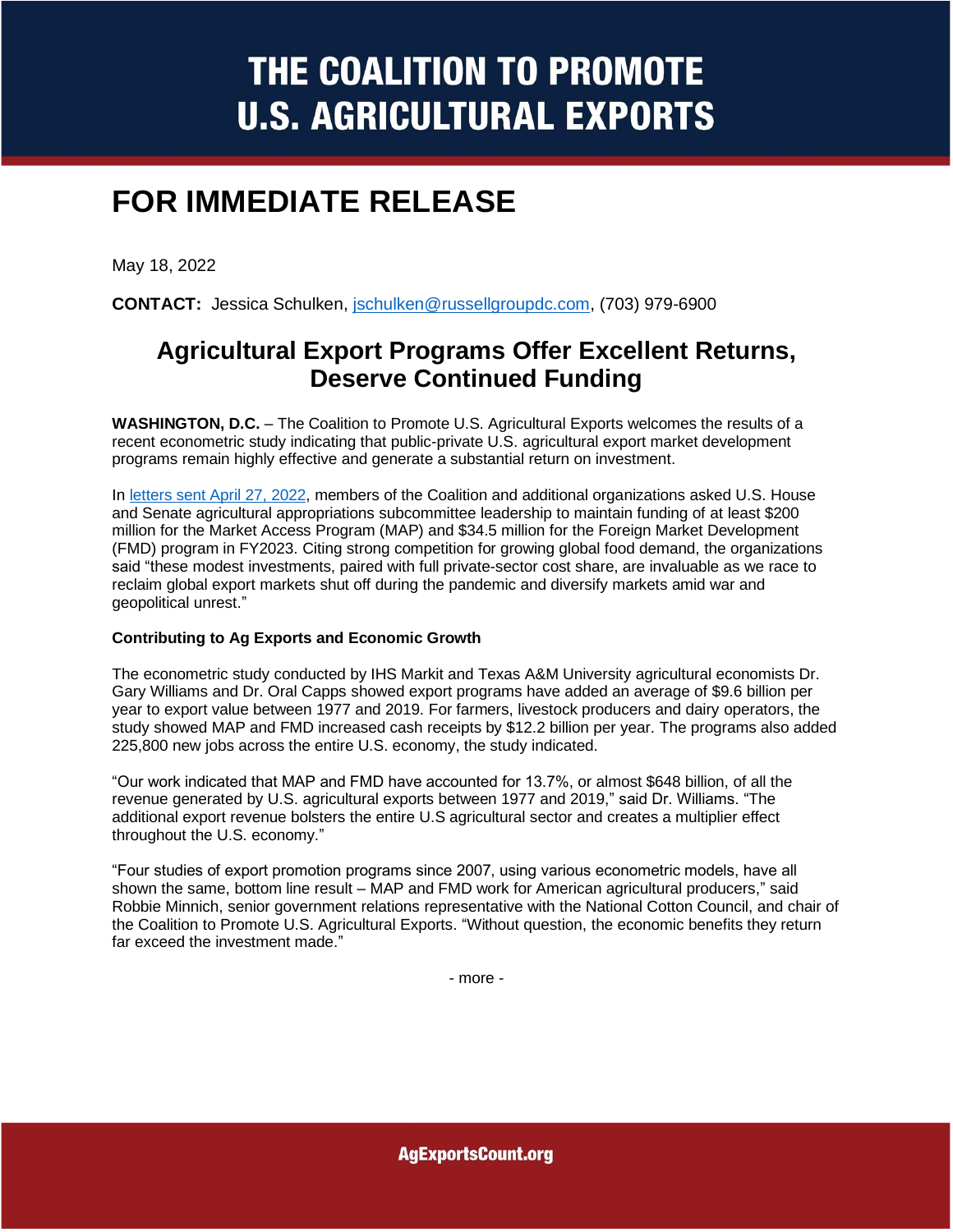# THE COALITION TO PROMOTE U.S. AGRICULTURAL EXPORTS

## FOR IMMEDIATE RELEASE

May 18, 2022

**CONTACT:** Jessica Schulken, jschulken@russellgroupdc.com, (703) 979-6900

## Agricultural Export Programs Offer Excellent Returns, Deserve Continued Funding

**WASHINGTON, D.C.** – The Coalition to Promote U.S. Agricultural Exports welcomes the results of a recent econometric study indicating that public-private U.S. agricultural export market development programs remain highly effective and generate a substantial return on investment.

In letters sent April 27, 2022, members of the Coalition and additional organizations asked U.S. House and Senate agricultural appropriations subcommittee leadership to maintain funding of at least $200 million for the Market Access Program (MAP) and $34.5 million for the Foreign Market Development (FMD) program in FY2023. Citing strong competition for growing global food demand, the organizations said "these modest investments, paired with full private-sector cost share, are invaluable as we race to reclaim global export markets shut off during the pandemic and diversify markets amid war and geopolitical unrest."

**Contributing to Ag Exports and Economic Growth**

The econometric study conducted by IHS Markit and Texas A&M University agricultural economists Dr. Gary Williams and Dr. Oral Capps showed export programs have added an average of $9.6 billion per year to export value between 1977 and 2019. For farmers, livestock producers and dairy operators, the study showed MAP and FMD increased cash receipts by $12.2 billion per year. The programs also added 225,800 new jobs across the entire U.S. economy, the study indicated.

"Our work indicated that MAP and FMD have accounted for 13.7%, or almost $648 billion, of all the revenue generated by U.S. agricultural exports between 1977 and 2019," said Dr. Williams. "The additional export revenue bolsters the entire U.S agricultural sector and creates a multiplier effect throughout the U.S. economy."

"Four studies of export promotion programs since 2007, using various econometric models, have all shown the same, bottom line result – MAP and FMD work for American agricultural producers," said Robbie Minnich, senior government relations representative with the National Cotton Council, and chair of the Coalition to Promote U.S. Agricultural Exports. "Without question, the economic benefits they return far exceed the investment made."

- more -

AgExportsCount.org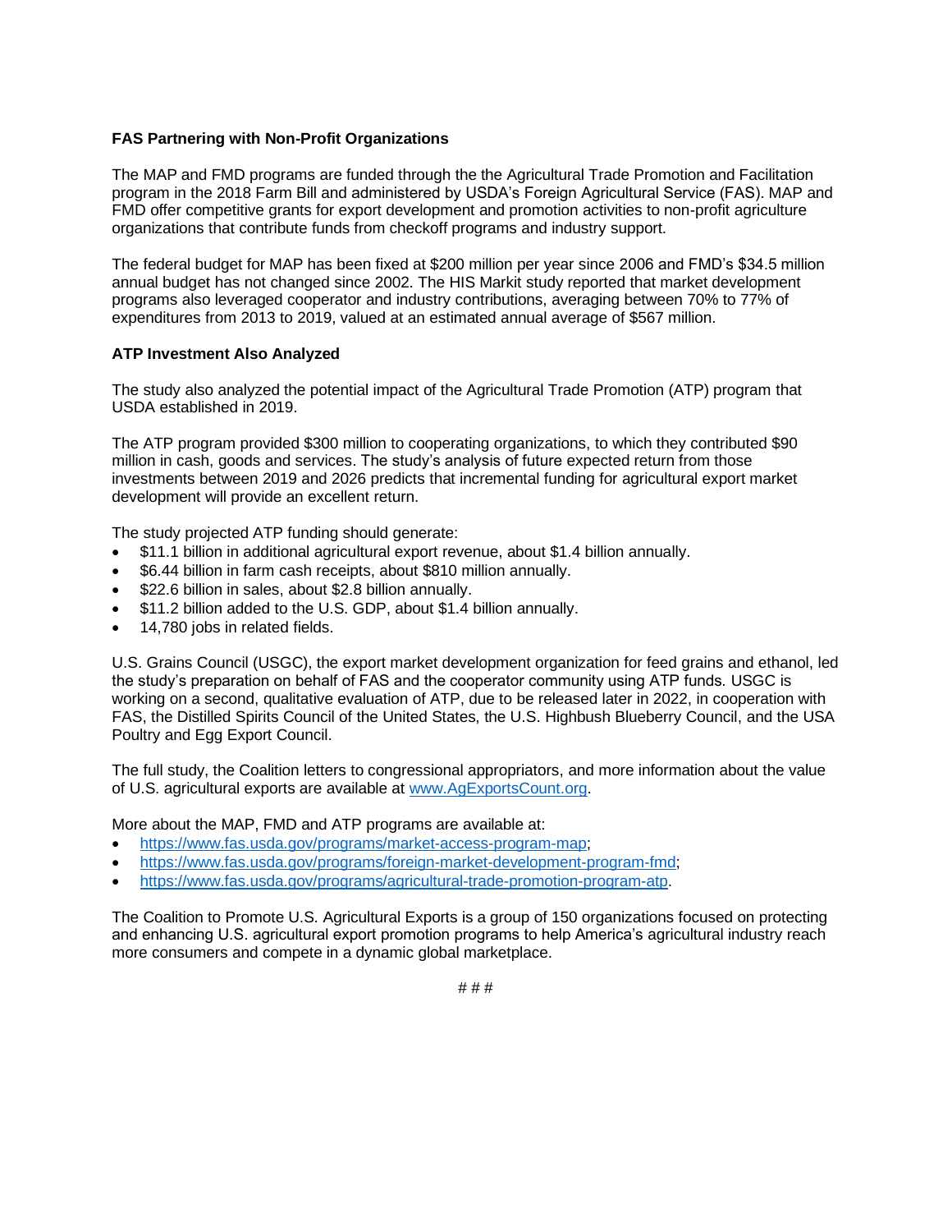**FAS Partnering with Non-Profit Organizations**

The MAP and FMD programs are funded through the the Agricultural Trade Promotion and Facilitation program in the 2018 Farm Bill and administered by USDA's Foreign Agricultural Service (FAS). MAP and FMD offer competitive grants for export development and promotion activities to non-profit agriculture organizations that contribute funds from checkoff programs and industry support.

The federal budget for MAP has been fixed at $200 million per year since 2006 and FMD's $34.5 million annual budget has not changed since 2002. The HIS Markit study reported that market development programs also leveraged cooperator and industry contributions, averaging between 70% to 77% of expenditures from 2013 to 2019, valued at an estimated annual average of $567 million.

**ATP Investment Also Analyzed**

The study also analyzed the potential impact of the Agricultural Trade Promotion (ATP) program that USDA established in 2019.

The ATP program provided $300 million to cooperating organizations, to which they contributed $90 million in cash, goods and services. The study's analysis of future expected return from those investments between 2019 and 2026 predicts that incremental funding for agricultural export market development will provide an excellent return.

The study projected ATP funding should generate:

- $11.1 billion in additional agricultural export revenue, about $1.4 billion annually.
- $6.44 billion in farm cash receipts, about $810 million annually.
- $22.6 billion in sales, about $2.8 billion annually.
- $11.2 billion added to the U.S. GDP, about $1.4 billion annually.
- 14,780 jobs in related fields.

U.S. Grains Council (USGC), the export market development organization for feed grains and ethanol, led the study's preparation on behalf of FAS and the cooperator community using ATP funds. USGC is working on a second, qualitative evaluation of ATP, due to be released later in 2022, in cooperation with FAS, the Distilled Spirits Council of the United States, the U.S. Highbush Blueberry Council, and the USA Poultry and Egg Export Council.

The full study, the Coalition letters to congressional appropriators, and more information about the value of U.S. agricultural exports are available at www.AgExportsCount.org.

More about the MAP, FMD and ATP programs are available at:

- https://www.fas.usda.gov/programs/market-access-program-map;
- https://www.fas.usda.gov/programs/foreign-market-development-program-fmd;
- https://www.fas.usda.gov/programs/agricultural-trade-promotion-program-atp.

The Coalition to Promote U.S. Agricultural Exports is a group of 150 organizations focused on protecting and enhancing U.S. agricultural export promotion programs to help America's agricultural industry reach more consumers and compete in a dynamic global marketplace.

# # #